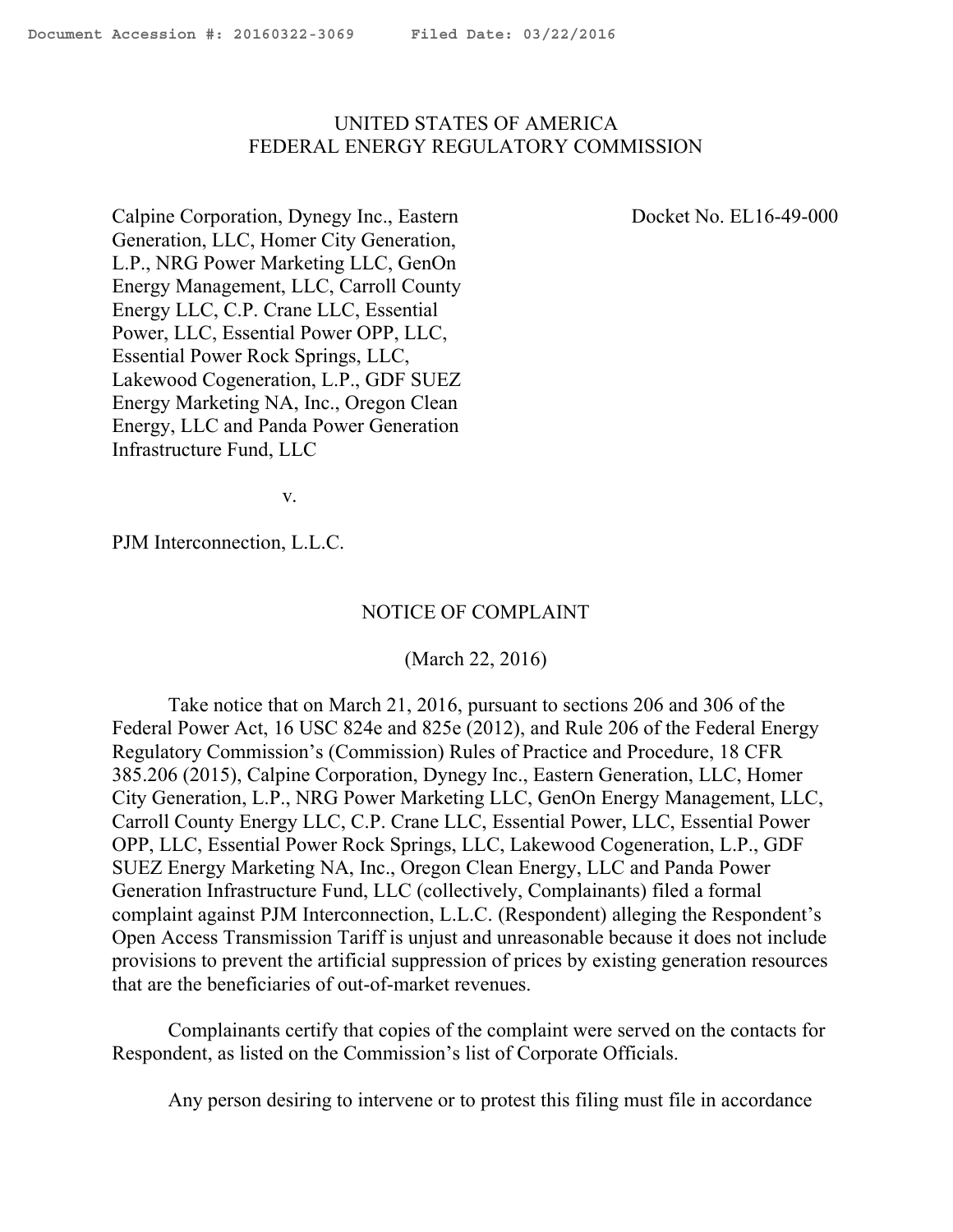UNITED STATES OF AMERICA
FEDERAL ENERGY REGULATORY COMMISSION

Calpine Corporation, Dynegy Inc., Eastern Generation, LLC, Homer City Generation, L.P., NRG Power Marketing LLC, GenOn Energy Management, LLC, Carroll County Energy LLC, C.P. Crane LLC, Essential Power, LLC, Essential Power OPP, LLC, Essential Power Rock Springs, LLC, Lakewood Cogeneration, L.P., GDF SUEZ Energy Marketing NA, Inc., Oregon Clean Energy, LLC and Panda Power Generation Infrastructure Fund, LLC

Docket No. EL16-49-000

v.

PJM Interconnection, L.L.C.

NOTICE OF COMPLAINT

(March 22, 2016)

Take notice that on March 21, 2016, pursuant to sections 206 and 306 of the Federal Power Act, 16 USC 824e and 825e (2012), and Rule 206 of the Federal Energy Regulatory Commission's (Commission) Rules of Practice and Procedure, 18 CFR 385.206 (2015), Calpine Corporation, Dynegy Inc., Eastern Generation, LLC, Homer City Generation, L.P., NRG Power Marketing LLC, GenOn Energy Management, LLC, Carroll County Energy LLC, C.P. Crane LLC, Essential Power, LLC, Essential Power OPP, LLC, Essential Power Rock Springs, LLC, Lakewood Cogeneration, L.P., GDF SUEZ Energy Marketing NA, Inc., Oregon Clean Energy, LLC and Panda Power Generation Infrastructure Fund, LLC (collectively, Complainants) filed a formal complaint against PJM Interconnection, L.L.C. (Respondent) alleging the Respondent's Open Access Transmission Tariff is unjust and unreasonable because it does not include provisions to prevent the artificial suppression of prices by existing generation resources that are the beneficiaries of out-of-market revenues.

Complainants certify that copies of the complaint were served on the contacts for Respondent, as listed on the Commission's list of Corporate Officials.

Any person desiring to intervene or to protest this filing must file in accordance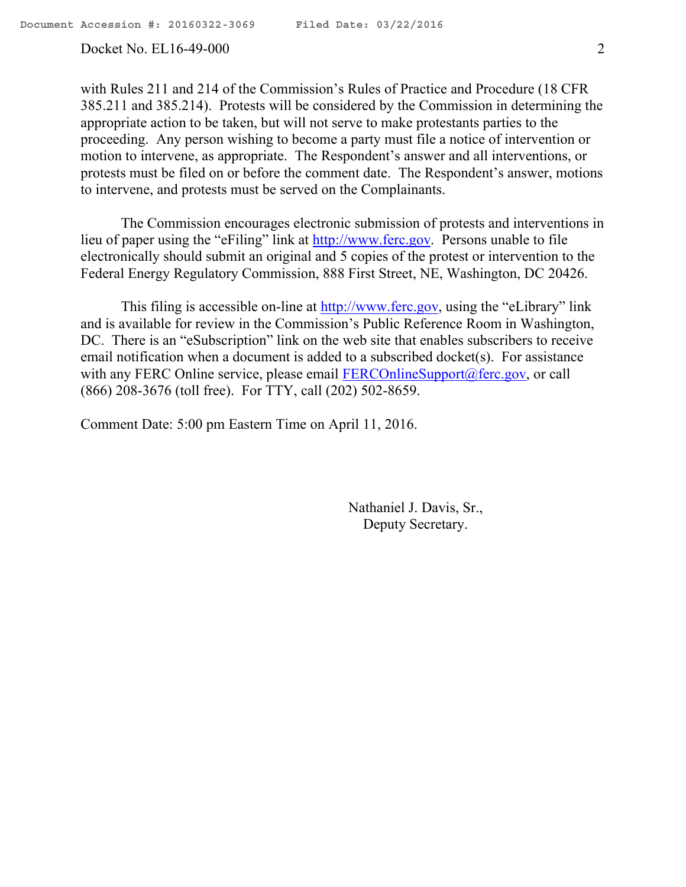with Rules 211 and 214 of the Commission's Rules of Practice and Procedure (18 CFR 385.211 and 385.214). Protests will be considered by the Commission in determining the appropriate action to be taken, but will not serve to make protestants parties to the proceeding. Any person wishing to become a party must file a notice of intervention or motion to intervene, as appropriate. The Respondent's answer and all interventions, or protests must be filed on or before the comment date. The Respondent's answer, motions to intervene, and protests must be served on the Complainants.

The Commission encourages electronic submission of protests and interventions in lieu of paper using the "eFiling" link at http://www.ferc.gov. Persons unable to file electronically should submit an original and 5 copies of the protest or intervention to the Federal Energy Regulatory Commission, 888 First Street, NE, Washington, DC 20426.

This filing is accessible on-line at http://www.ferc.gov, using the "eLibrary" link and is available for review in the Commission's Public Reference Room in Washington, DC. There is an "eSubscription" link on the web site that enables subscribers to receive email notification when a document is added to a subscribed docket(s). For assistance with any FERC Online service, please email FERCOnlineSupport@ferc.gov, or call (866) 208-3676 (toll free). For TTY, call (202) 502-8659.

Comment Date: 5:00 pm Eastern Time on April 11, 2016.

Nathaniel J. Davis, Sr.,
Deputy Secretary.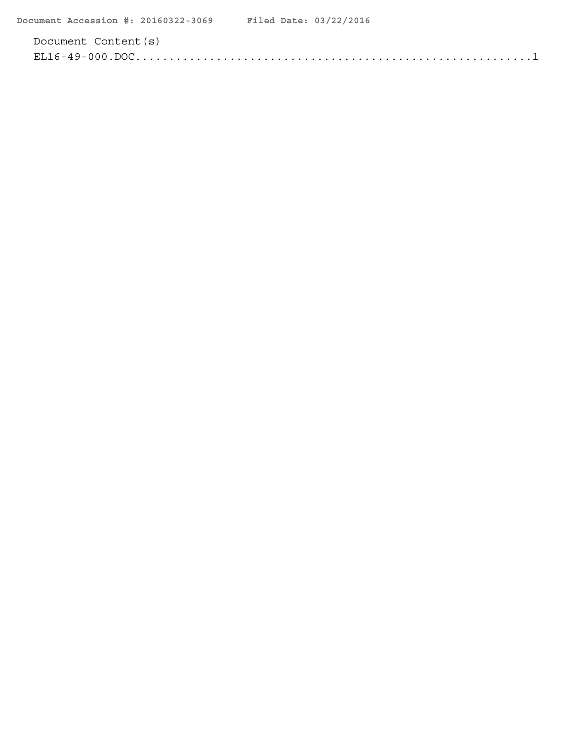Document Accession #: 20160322-3069      Filed Date: 03/22/2016

Document Content(s)

EL16-49-000.DOC.......................................................1